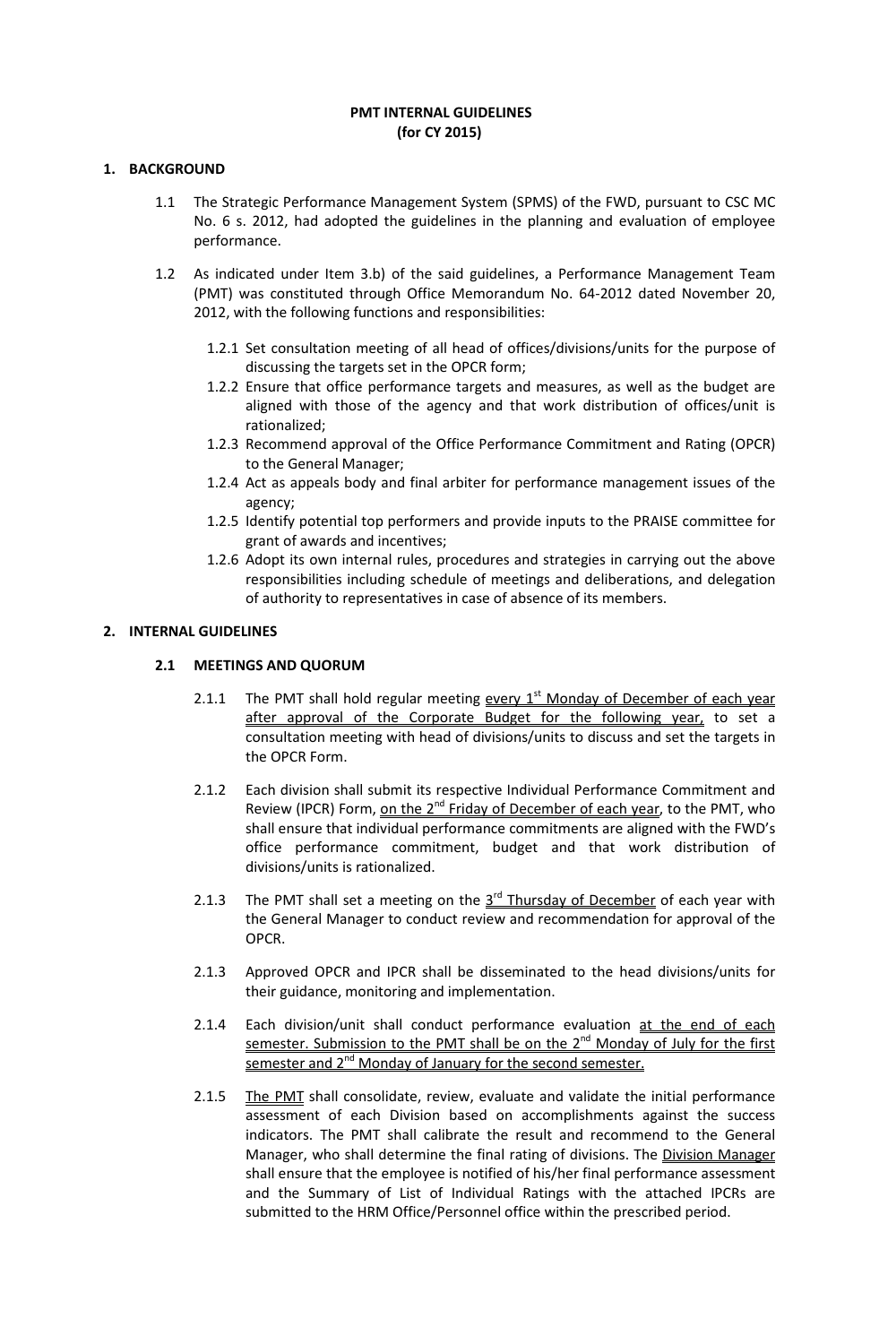**PMT INTERNAL GUIDELINES**
**(for CY 2015)**

## 1. BACKGROUND

1.1 The Strategic Performance Management System (SPMS) of the FWD, pursuant to CSC MC No. 6 s. 2012, had adopted the guidelines in the planning and evaluation of employee performance.

1.2 As indicated under Item 3.b) of the said guidelines, a Performance Management Team (PMT) was constituted through Office Memorandum No. 64-2012 dated November 20, 2012, with the following functions and responsibilities:

1.2.1 Set consultation meeting of all head of offices/divisions/units for the purpose of discussing the targets set in the OPCR form;

1.2.2 Ensure that office performance targets and measures, as well as the budget are aligned with those of the agency and that work distribution of offices/unit is rationalized;

1.2.3 Recommend approval of the Office Performance Commitment and Rating (OPCR) to the General Manager;

1.2.4 Act as appeals body and final arbiter for performance management issues of the agency;

1.2.5 Identify potential top performers and provide inputs to the PRAISE committee for grant of awards and incentives;

1.2.6 Adopt its own internal rules, procedures and strategies in carrying out the above responsibilities including schedule of meetings and deliberations, and delegation of authority to representatives in case of absence of its members.

## 2. INTERNAL GUIDELINES

### 2.1 MEETINGS AND QUORUM

2.1.1 The PMT shall hold regular meeting <u>every 1st Monday of December of each year after approval of the Corporate Budget for the following year,</u> to set a consultation meeting with head of divisions/units to discuss and set the targets in the OPCR Form.

2.1.2 Each division shall submit its respective Individual Performance Commitment and Review (IPCR) Form, <u>on the 2nd Friday of December of each year</u>, to the PMT, who shall ensure that individual performance commitments are aligned with the FWD's office performance commitment, budget and that work distribution of divisions/units is rationalized.

2.1.3 The PMT shall set a meeting on the <u>3rd Thursday of December</u> of each year with the General Manager to conduct review and recommendation for approval of the OPCR.

2.1.3 Approved OPCR and IPCR shall be disseminated to the head divisions/units for their guidance, monitoring and implementation.

2.1.4 Each division/unit shall conduct performance evaluation <u>at the end of each semester. Submission to the PMT shall be on the 2nd Monday of July for the first semester and 2nd Monday of January for the second semester.</u>

2.1.5 <u>The PMT</u> shall consolidate, review, evaluate and validate the initial performance assessment of each Division based on accomplishments against the success indicators. The PMT shall calibrate the result and recommend to the General Manager, who shall determine the final rating of divisions. The <u>Division Manager</u> shall ensure that the employee is notified of his/her final performance assessment and the Summary of List of Individual Ratings with the attached IPCRs are submitted to the HRM Office/Personnel office within the prescribed period.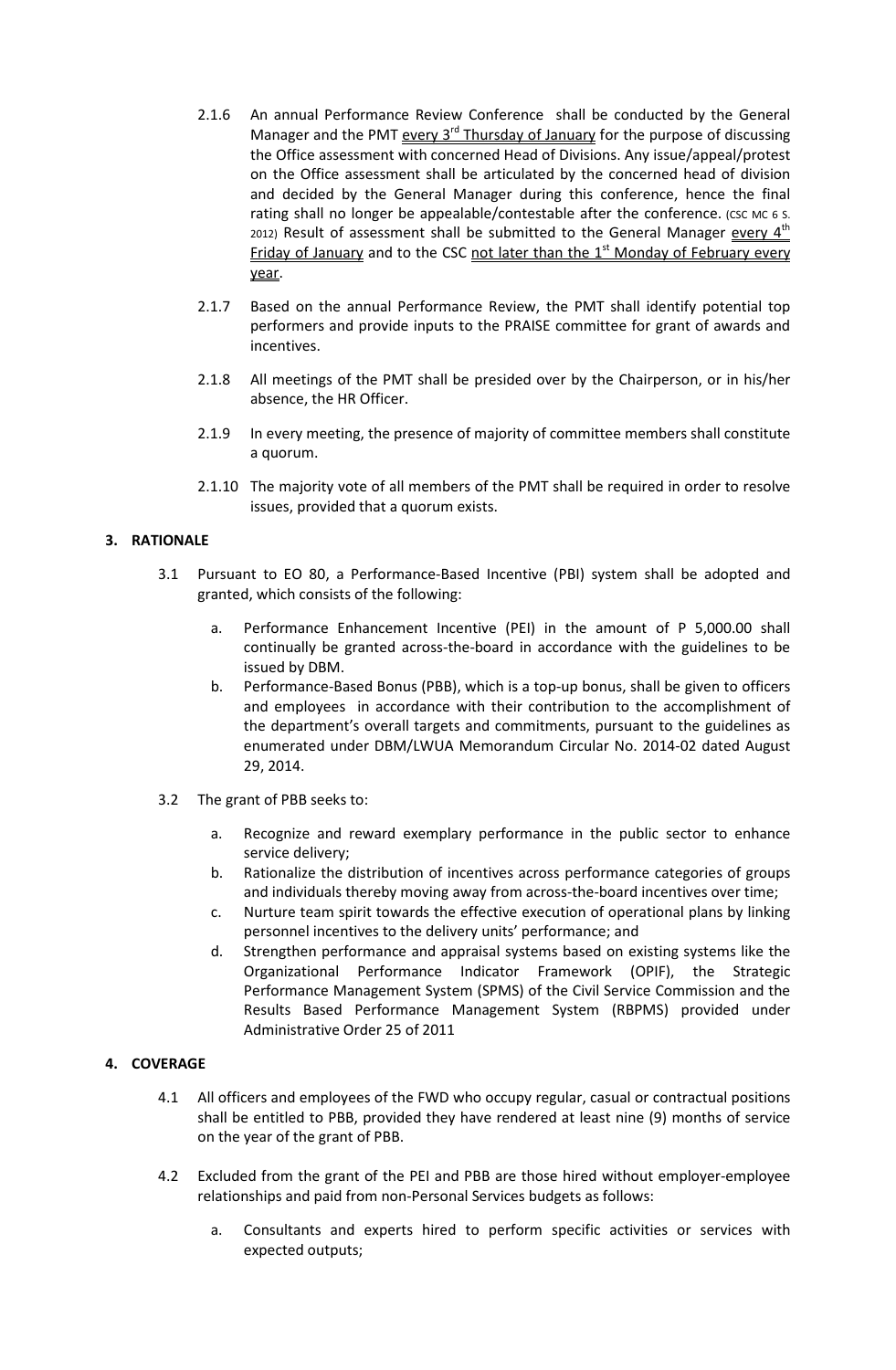2.1.6 An annual Performance Review Conference shall be conducted by the General Manager and the PMT every 3rd Thursday of January for the purpose of discussing the Office assessment with concerned Head of Divisions. Any issue/appeal/protest on the Office assessment shall be articulated by the concerned head of division and decided by the General Manager during this conference, hence the final rating shall no longer be appealable/contestable after the conference. (CSC MC 6 s. 2012) Result of assessment shall be submitted to the General Manager every 4th Friday of January and to the CSC not later than the 1st Monday of February every year.

2.1.7 Based on the annual Performance Review, the PMT shall identify potential top performers and provide inputs to the PRAISE committee for grant of awards and incentives.

2.1.8 All meetings of the PMT shall be presided over by the Chairperson, or in his/her absence, the HR Officer.

2.1.9 In every meeting, the presence of majority of committee members shall constitute a quorum.

2.1.10 The majority vote of all members of the PMT shall be required in order to resolve issues, provided that a quorum exists.

## 3. RATIONALE

3.1 Pursuant to EO 80, a Performance-Based Incentive (PBI) system shall be adopted and granted, which consists of the following:

a. Performance Enhancement Incentive (PEI) in the amount of P 5,000.00 shall continually be granted across-the-board in accordance with the guidelines to be issued by DBM.

b. Performance-Based Bonus (PBB), which is a top-up bonus, shall be given to officers and employees in accordance with their contribution to the accomplishment of the department's overall targets and commitments, pursuant to the guidelines as enumerated under DBM/LWUA Memorandum Circular No. 2014-02 dated August 29, 2014.

3.2 The grant of PBB seeks to:

a. Recognize and reward exemplary performance in the public sector to enhance service delivery;

b. Rationalize the distribution of incentives across performance categories of groups and individuals thereby moving away from across-the-board incentives over time;

c. Nurture team spirit towards the effective execution of operational plans by linking personnel incentives to the delivery units' performance; and

d. Strengthen performance and appraisal systems based on existing systems like the Organizational Performance Indicator Framework (OPIF), the Strategic Performance Management System (SPMS) of the Civil Service Commission and the Results Based Performance Management System (RBPMS) provided under Administrative Order 25 of 2011

## 4. COVERAGE

4.1 All officers and employees of the FWD who occupy regular, casual or contractual positions shall be entitled to PBB, provided they have rendered at least nine (9) months of service on the year of the grant of PBB.

4.2 Excluded from the grant of the PEI and PBB are those hired without employer-employee relationships and paid from non-Personal Services budgets as follows:

a. Consultants and experts hired to perform specific activities or services with expected outputs;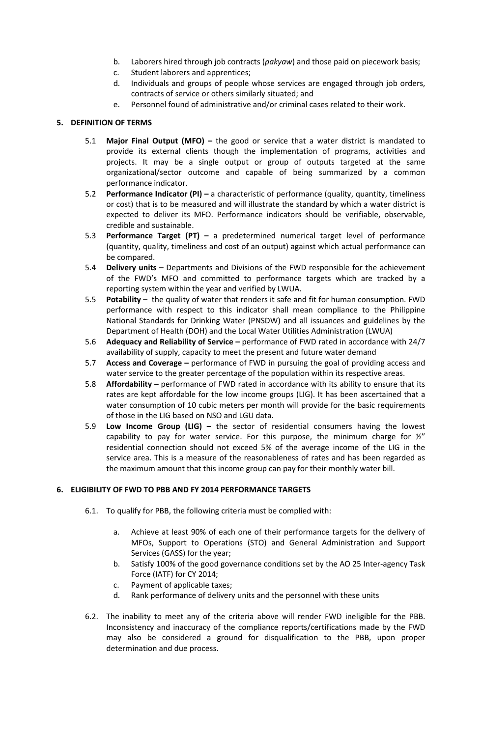b. Laborers hired through job contracts (*pakyaw*) and those paid on piecework basis;
c. Student laborers and apprentices;
d. Individuals and groups of people whose services are engaged through job orders, contracts of service or others similarly situated; and
e. Personnel found of administrative and/or criminal cases related to their work.

## 5. DEFINITION OF TERMS

5.1 **Major Final Output (MFO) –** the good or service that a water district is mandated to provide its external clients though the implementation of programs, activities and projects. It may be a single output or group of outputs targeted at the same organizational/sector outcome and capable of being summarized by a common performance indicator.

5.2 **Performance Indicator (PI) –** a characteristic of performance (quality, quantity, timeliness or cost) that is to be measured and will illustrate the standard by which a water district is expected to deliver its MFO. Performance indicators should be verifiable, observable, credible and sustainable.

5.3 **Performance Target (PT) –** a predetermined numerical target level of performance (quantity, quality, timeliness and cost of an output) against which actual performance can be compared.

5.4 **Delivery units –** Departments and Divisions of the FWD responsible for the achievement of the FWD's MFO and committed to performance targets which are tracked by a reporting system within the year and verified by LWUA.

5.5 **Potability –** the quality of water that renders it safe and fit for human consumption. FWD performance with respect to this indicator shall mean compliance to the Philippine National Standards for Drinking Water (PNSDW) and all issuances and guidelines by the Department of Health (DOH) and the Local Water Utilities Administration (LWUA)

5.6 **Adequacy and Reliability of Service –** performance of FWD rated in accordance with 24/7 availability of supply, capacity to meet the present and future water demand

5.7 **Access and Coverage –** performance of FWD in pursuing the goal of providing access and water service to the greater percentage of the population within its respective areas.

5.8 **Affordability –** performance of FWD rated in accordance with its ability to ensure that its rates are kept affordable for the low income groups (LIG). It has been ascertained that a water consumption of 10 cubic meters per month will provide for the basic requirements of those in the LIG based on NSO and LGU data.

5.9 **Low Income Group (LIG) –** the sector of residential consumers having the lowest capability to pay for water service. For this purpose, the minimum charge for ½" residential connection should not exceed 5% of the average income of the LIG in the service area. This is a measure of the reasonableness of rates and has been regarded as the maximum amount that this income group can pay for their monthly water bill.

## 6. ELIGIBILITY OF FWD TO PBB AND FY 2014 PERFORMANCE TARGETS

6.1. To qualify for PBB, the following criteria must be complied with:

a. Achieve at least 90% of each one of their performance targets for the delivery of MFOs, Support to Operations (STO) and General Administration and Support Services (GASS) for the year;
b. Satisfy 100% of the good governance conditions set by the AO 25 Inter-agency Task Force (IATF) for CY 2014;
c. Payment of applicable taxes;
d. Rank performance of delivery units and the personnel with these units

6.2. The inability to meet any of the criteria above will render FWD ineligible for the PBB. Inconsistency and inaccuracy of the compliance reports/certifications made by the FWD may also be considered a ground for disqualification to the PBB, upon proper determination and due process.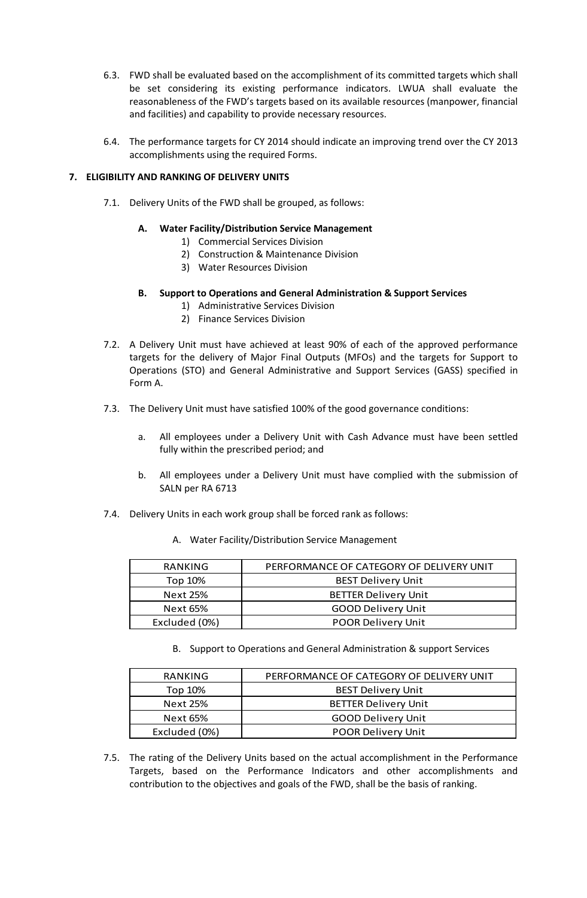6.3. FWD shall be evaluated based on the accomplishment of its committed targets which shall be set considering its existing performance indicators. LWUA shall evaluate the reasonableness of the FWD's targets based on its available resources (manpower, financial and facilities) and capability to provide necessary resources.

6.4. The performance targets for CY 2014 should indicate an improving trend over the CY 2013 accomplishments using the required Forms.

**7. ELIGIBILITY AND RANKING OF DELIVERY UNITS**

7.1. Delivery Units of the FWD shall be grouped, as follows:

**A. Water Facility/Distribution Service Management**

1) Commercial Services Division
2) Construction & Maintenance Division
3) Water Resources Division

**B. Support to Operations and General Administration & Support Services**

1) Administrative Services Division
2) Finance Services Division

7.2. A Delivery Unit must have achieved at least 90% of each of the approved performance targets for the delivery of Major Final Outputs (MFOs) and the targets for Support to Operations (STO) and General Administrative and Support Services (GASS) specified in Form A.

7.3. The Delivery Unit must have satisfied 100% of the good governance conditions:

a. All employees under a Delivery Unit with Cash Advance must have been settled fully within the prescribed period; and

b. All employees under a Delivery Unit must have complied with the submission of SALN per RA 6713

7.4. Delivery Units in each work group shall be forced rank as follows:

A. Water Facility/Distribution Service Management

| RANKING | PERFORMANCE OF CATEGORY OF DELIVERY UNIT |
|---|---|
| Top 10% | BEST Delivery Unit |
| Next 25% | BETTER Delivery Unit |
| Next 65% | GOOD Delivery Unit |
| Excluded (0%) | POOR Delivery Unit |

B. Support to Operations and General Administration & support Services

| RANKING | PERFORMANCE OF CATEGORY OF DELIVERY UNIT |
|---|---|
| Top 10% | BEST Delivery Unit |
| Next 25% | BETTER Delivery Unit |
| Next 65% | GOOD Delivery Unit |
| Excluded (0%) | POOR Delivery Unit |

7.5. The rating of the Delivery Units based on the actual accomplishment in the Performance Targets, based on the Performance Indicators and other accomplishments and contribution to the objectives and goals of the FWD, shall be the basis of ranking.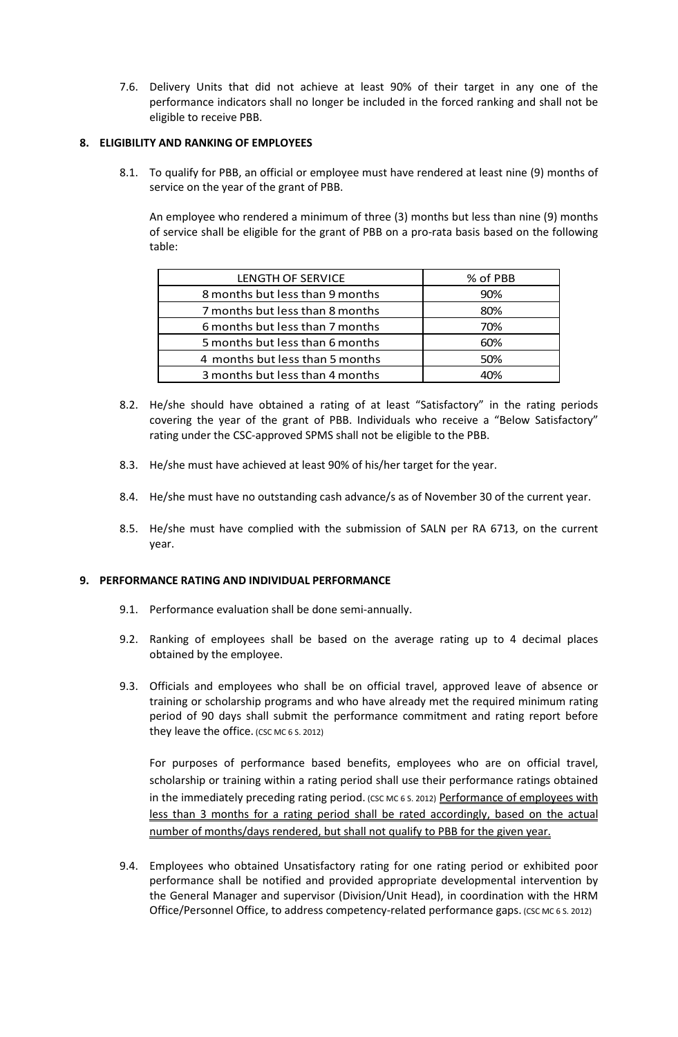7.6. Delivery Units that did not achieve at least 90% of their target in any one of the performance indicators shall no longer be included in the forced ranking and shall not be eligible to receive PBB.

**8. ELIGIBILITY AND RANKING OF EMPLOYEES**

8.1. To qualify for PBB, an official or employee must have rendered at least nine (9) months of service on the year of the grant of PBB.

An employee who rendered a minimum of three (3) months but less than nine (9) months of service shall be eligible for the grant of PBB on a pro-rata basis based on the following table:

| LENGTH OF SERVICE | % of PBB |
|---|---|
| 8 months but less than 9 months | 90% |
| 7 months but less than 8 months | 80% |
| 6 months but less than 7 months | 70% |
| 5 months but less than 6 months | 60% |
| 4 months but less than 5 months | 50% |
| 3 months but less than 4 months | 40% |

8.2. He/she should have obtained a rating of at least "Satisfactory" in the rating periods covering the year of the grant of PBB. Individuals who receive a "Below Satisfactory" rating under the CSC-approved SPMS shall not be eligible to the PBB.

8.3. He/she must have achieved at least 90% of his/her target for the year.

8.4. He/she must have no outstanding cash advance/s as of November 30 of the current year.

8.5. He/she must have complied with the submission of SALN per RA 6713, on the current year.

**9. PERFORMANCE RATING AND INDIVIDUAL PERFORMANCE**

9.1. Performance evaluation shall be done semi-annually.

9.2. Ranking of employees shall be based on the average rating up to 4 decimal places obtained by the employee.

9.3. Officials and employees who shall be on official travel, approved leave of absence or training or scholarship programs and who have already met the required minimum rating period of 90 days shall submit the performance commitment and rating report before they leave the office. (CSC MC 6 S. 2012)

For purposes of performance based benefits, employees who are on official travel, scholarship or training within a rating period shall use their performance ratings obtained in the immediately preceding rating period. (CSC MC 6 S. 2012) <u>Performance of employees with less than 3 months for a rating period shall be rated accordingly, based on the actual number of months/days rendered, but shall not qualify to PBB for the given year.</u>

9.4. Employees who obtained Unsatisfactory rating for one rating period or exhibited poor performance shall be notified and provided appropriate developmental intervention by the General Manager and supervisor (Division/Unit Head), in coordination with the HRM Office/Personnel Office, to address competency-related performance gaps. (CSC MC 6 S. 2012)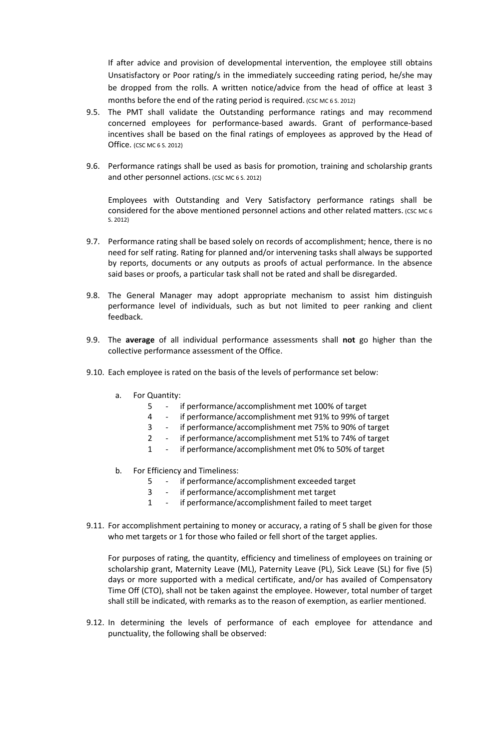If after advice and provision of developmental intervention, the employee still obtains Unsatisfactory or Poor rating/s in the immediately succeeding rating period, he/she may be dropped from the rolls. A written notice/advice from the head of office at least 3 months before the end of the rating period is required. (CSC MC 6 S. 2012)

9.5. The PMT shall validate the Outstanding performance ratings and may recommend concerned employees for performance-based awards. Grant of performance-based incentives shall be based on the final ratings of employees as approved by the Head of Office. (CSC MC 6 S. 2012)

9.6. Performance ratings shall be used as basis for promotion, training and scholarship grants and other personnel actions. (CSC MC 6 S. 2012)

Employees with Outstanding and Very Satisfactory performance ratings shall be considered for the above mentioned personnel actions and other related matters. (CSC MC 6 S. 2012)

9.7. Performance rating shall be based solely on records of accomplishment; hence, there is no need for self rating. Rating for planned and/or intervening tasks shall always be supported by reports, documents or any outputs as proofs of actual performance. In the absence said bases or proofs, a particular task shall not be rated and shall be disregarded.

9.8. The General Manager may adopt appropriate mechanism to assist him distinguish performance level of individuals, such as but not limited to peer ranking and client feedback.

9.9. The **average** of all individual performance assessments shall **not** go higher than the collective performance assessment of the Office.

9.10. Each employee is rated on the basis of the levels of performance set below:

a. For Quantity:
   - 5 - if performance/accomplishment met 100% of target
   - 4 - if performance/accomplishment met 91% to 99% of target
   - 3 - if performance/accomplishment met 75% to 90% of target
   - 2 - if performance/accomplishment met 51% to 74% of target
   - 1 - if performance/accomplishment met 0% to 50% of target

b. For Efficiency and Timeliness:
   - 5 - if performance/accomplishment exceeded target
   - 3 - if performance/accomplishment met target
   - 1 - if performance/accomplishment failed to meet target

9.11. For accomplishment pertaining to money or accuracy, a rating of 5 shall be given for those who met targets or 1 for those who failed or fell short of the target applies.

For purposes of rating, the quantity, efficiency and timeliness of employees on training or scholarship grant, Maternity Leave (ML), Paternity Leave (PL), Sick Leave (SL) for five (5) days or more supported with a medical certificate, and/or has availed of Compensatory Time Off (CTO), shall not be taken against the employee. However, total number of target shall still be indicated, with remarks as to the reason of exemption, as earlier mentioned.

9.12. In determining the levels of performance of each employee for attendance and punctuality, the following shall be observed: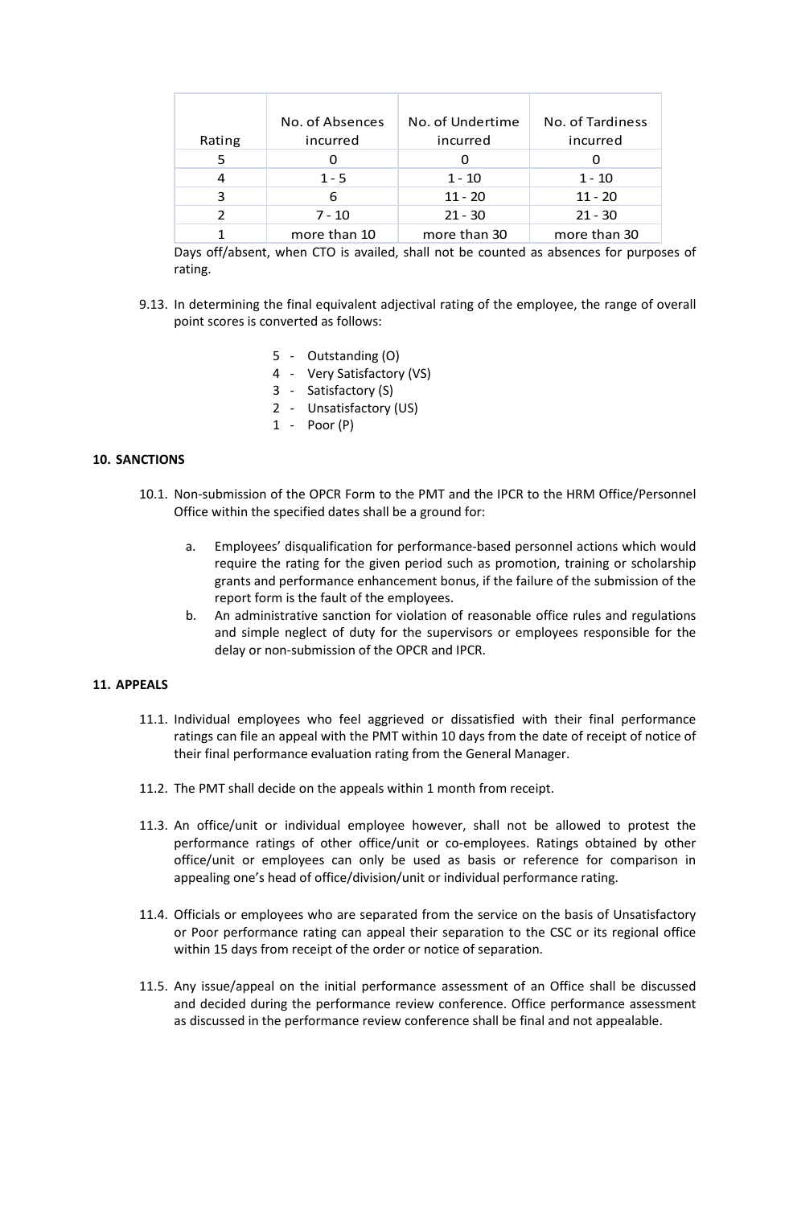| Rating | No. of Absences incurred | No. of Undertime incurred | No. of Tardiness incurred |
|---|---|---|---|
| 5 | 0 | 0 | 0 |
| 4 | 1 - 5 | 1 - 10 | 1 - 10 |
| 3 | 6 | 11 - 20 | 11 - 20 |
| 2 | 7 - 10 | 21 - 30 | 21 - 30 |
| 1 | more than 10 | more than 30 | more than 30 |

Days off/absent, when CTO is availed, shall not be counted as absences for purposes of rating.

9.13. In determining the final equivalent adjectival rating of the employee, the range of overall point scores is converted as follows:

- 5 - Outstanding (O)
- 4 - Very Satisfactory (VS)
- 3 - Satisfactory (S)
- 2 - Unsatisfactory (US)
- 1 - Poor (P)

## 10. SANCTIONS

10.1. Non-submission of the OPCR Form to the PMT and the IPCR to the HRM Office/Personnel Office within the specified dates shall be a ground for:

a. Employees' disqualification for performance-based personnel actions which would require the rating for the given period such as promotion, training or scholarship grants and performance enhancement bonus, if the failure of the submission of the report form is the fault of the employees.

b. An administrative sanction for violation of reasonable office rules and regulations and simple neglect of duty for the supervisors or employees responsible for the delay or non-submission of the OPCR and IPCR.

## 11. APPEALS

11.1. Individual employees who feel aggrieved or dissatisfied with their final performance ratings can file an appeal with the PMT within 10 days from the date of receipt of notice of their final performance evaluation rating from the General Manager.

11.2. The PMT shall decide on the appeals within 1 month from receipt.

11.3. An office/unit or individual employee however, shall not be allowed to protest the performance ratings of other office/unit or co-employees. Ratings obtained by other office/unit or employees can only be used as basis or reference for comparison in appealing one's head of office/division/unit or individual performance rating.

11.4. Officials or employees who are separated from the service on the basis of Unsatisfactory or Poor performance rating can appeal their separation to the CSC or its regional office within 15 days from receipt of the order or notice of separation.

11.5. Any issue/appeal on the initial performance assessment of an Office shall be discussed and decided during the performance review conference. Office performance assessment as discussed in the performance review conference shall be final and not appealable.